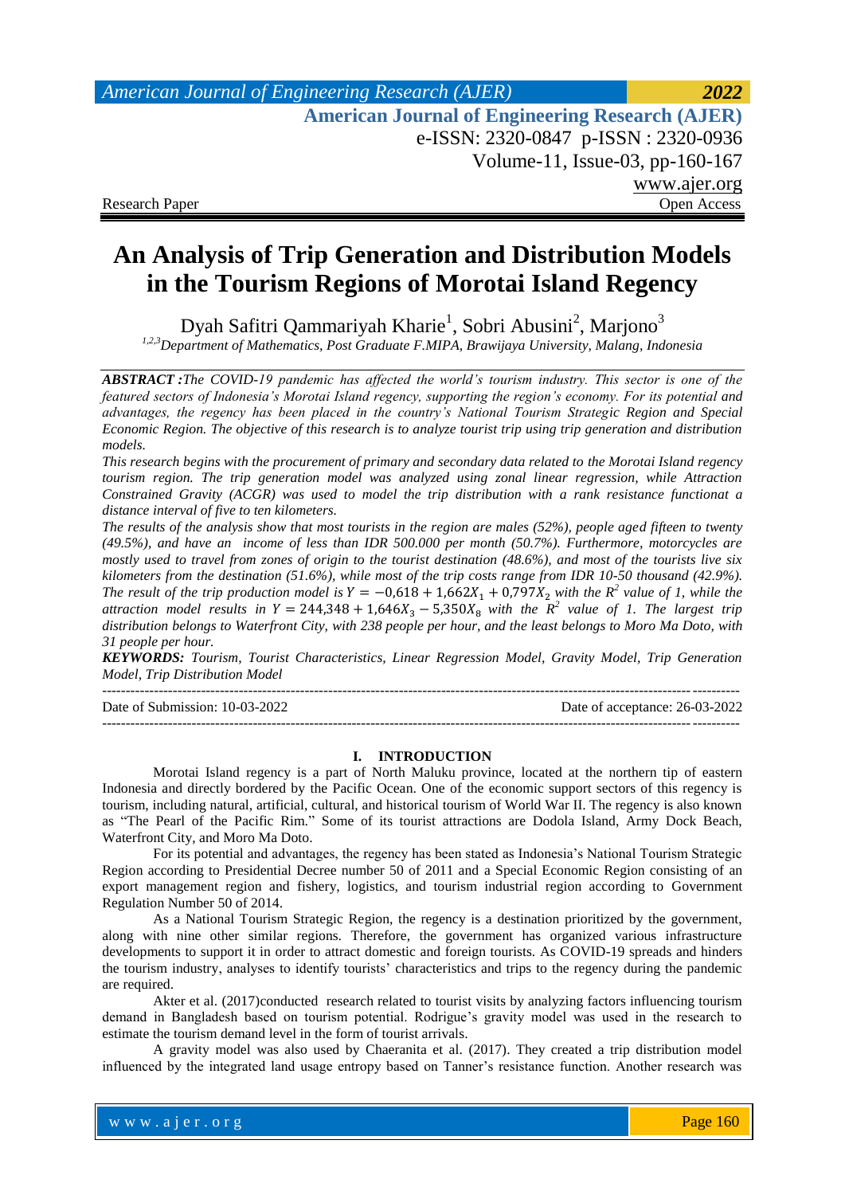# An Analysis of Trip Generation and Distribution Models in the Tourism Regions of Morotai Island Regency

Dyah Safitri Qammariyah Kharie[1], Sobri Abusini[2], Marjono[3]

[1,2,3]*Department of Mathematics, Post Graduate F.MIPA, Brawijaya University, Malang, Indonesia*

***ABSTRACT :****The COVID-19 pandemic has affected the world's tourism industry. This sector is one of the featured sectors of Indonesia's Morotai Island regency, supporting the region's economy. For its potential and advantages, the regency has been placed in the country's National Tourism Strategic Region and Special Economic Region. The objective of this research is to analyze tourist trip using trip generation and distribution models.*

*This research begins with the procurement of primary and secondary data related to the Morotai Island regency tourism region. The trip generation model was analyzed using zonal linear regression, while Attraction Constrained Gravity (ACGR) was used to model the trip distribution with a rank resistance functionat a distance interval of five to ten kilometers.*

*The results of the analysis show that most tourists in the region are males (52%), people aged fifteen to twenty (49.5%), and have an income of less than IDR 500.000 per month (50.7%). Furthermore, motorcycles are mostly used to travel from zones of origin to the tourist destination (48.6%), and most of the tourists live six kilometers from the destination (51.6%), while most of the trip costs range from IDR 10-50 thousand (42.9%). The result of the trip production model is $Y = -0{,}618 + 1{,}662X_1 + 0{,}797X_2$ with the $R^2$ value of 1, while the attraction model results in $Y = 244{,}348 + 1{,}646X_3 - 5{,}350X_8$ with the $R^2$ value of 1. The largest trip distribution belongs to Waterfront City, with 238 people per hour, and the least belongs to Moro Ma Doto, with 31 people per hour.*

***KEYWORDS:*** *Tourism, Tourist Characteristics, Linear Regression Model, Gravity Model, Trip Generation Model, Trip Distribution Model*

---

Date of Submission: 10-03-2022 Date of acceptance: 26-03-2022

---

## I. INTRODUCTION

Morotai Island regency is a part of North Maluku province, located at the northern tip of eastern Indonesia and directly bordered by the Pacific Ocean. One of the economic support sectors of this regency is tourism, including natural, artificial, cultural, and historical tourism of World War II. The regency is also known as "The Pearl of the Pacific Rim." Some of its tourist attractions are Dodola Island, Army Dock Beach, Waterfront City, and Moro Ma Doto.

For its potential and advantages, the regency has been stated as Indonesia's National Tourism Strategic Region according to Presidential Decree number 50 of 2011 and a Special Economic Region consisting of an export management region and fishery, logistics, and tourism industrial region according to Government Regulation Number 50 of 2014.

As a National Tourism Strategic Region, the regency is a destination prioritized by the government, along with nine other similar regions. Therefore, the government has organized various infrastructure developments to support it in order to attract domestic and foreign tourists. As COVID-19 spreads and hinders the tourism industry, analyses to identify tourists' characteristics and trips to the regency during the pandemic are required.

Akter et al. (2017)conducted research related to tourist visits by analyzing factors influencing tourism demand in Bangladesh based on tourism potential. Rodrigue's gravity model was used in the research to estimate the tourism demand level in the form of tourist arrivals.

A gravity model was also used by Chaeranita et al. (2017). They created a trip distribution model influenced by the integrated land usage entropy based on Tanner's resistance function. Another research was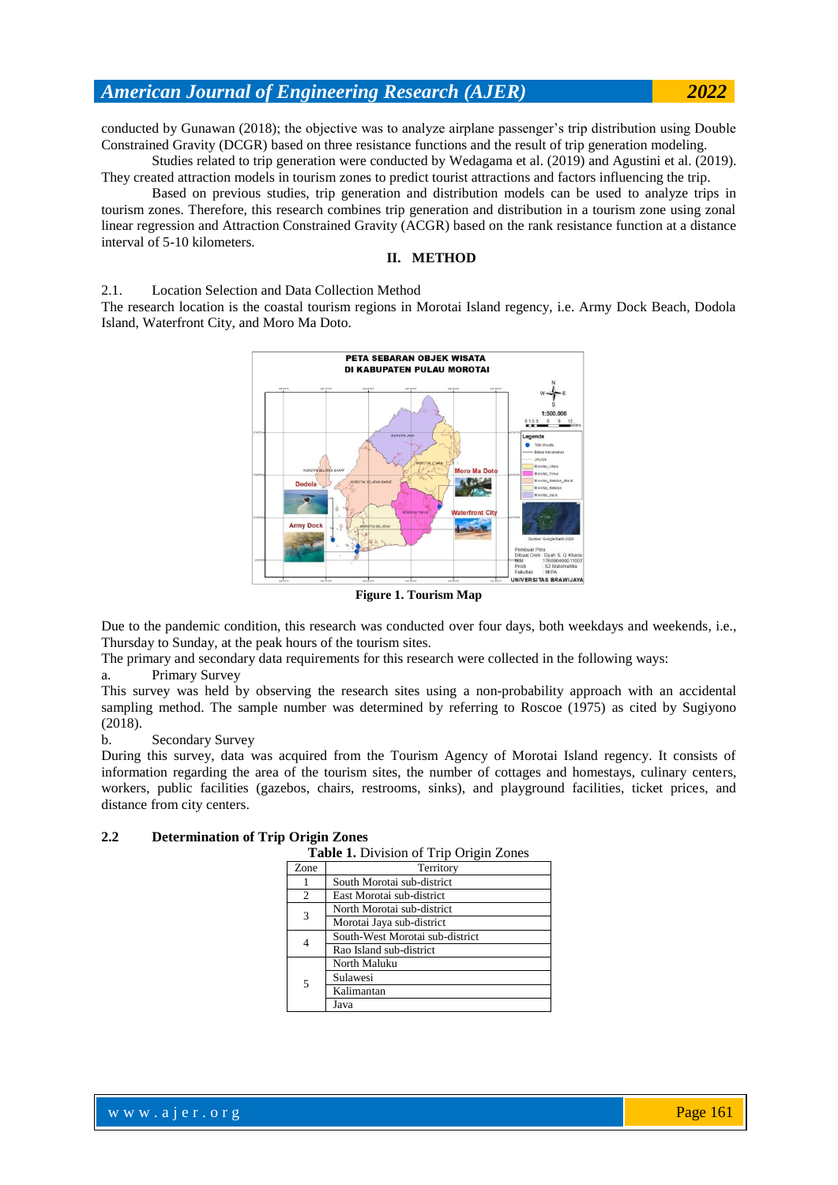conducted by Gunawan (2018); the objective was to analyze airplane passenger's trip distribution using Double Constrained Gravity (DCGR) based on three resistance functions and the result of trip generation modeling.

Studies related to trip generation were conducted by Wedagama et al. (2019) and Agustini et al. (2019). They created attraction models in tourism zones to predict tourist attractions and factors influencing the trip.

Based on previous studies, trip generation and distribution models can be used to analyze trips in tourism zones. Therefore, this research combines trip generation and distribution in a tourism zone using zonal linear regression and Attraction Constrained Gravity (ACGR) based on the rank resistance function at a distance interval of 5-10 kilometers.

## II. METHOD

### 2.1. Location Selection and Data Collection Method

The research location is the coastal tourism regions in Morotai Island regency, i.e. Army Dock Beach, Dodola Island, Waterfront City, and Moro Ma Doto.

PETA SEBARAN OBJEK WISATA
DI KABUPATEN PULAU MOROTAI

**Figure 1. Tourism Map**

Due to the pandemic condition, this research was conducted over four days, both weekdays and weekends, i.e., Thursday to Sunday, at the peak hours of the tourism sites.

The primary and secondary data requirements for this research were collected in the following ways:

a. Primary Survey

This survey was held by observing the research sites using a non-probability approach with an accidental sampling method. The sample number was determined by referring to Roscoe (1975) as cited by Sugiyono (2018).

b. Secondary Survey

During this survey, data was acquired from the Tourism Agency of Morotai Island regency. It consists of information regarding the area of the tourism sites, the number of cottages and homestays, culinary centers, workers, public facilities (gazebos, chairs, restrooms, sinks), and playground facilities, ticket prices, and distance from city centers.

### 2.2 Determination of Trip Origin Zones

**Table 1.** Division of Trip Origin Zones

| Zone | Territory |
|---|---|
| 1 | South Morotai sub-district |
| 2 | East Morotai sub-district |
| 3 | North Morotai sub-district |
| | Morotai Jaya sub-district |
| 4 | South-West Morotai sub-district |
| | Rao Island sub-district |
| 5 | North Maluku |
| | Sulawesi |
| | Kalimantan |
| | Java |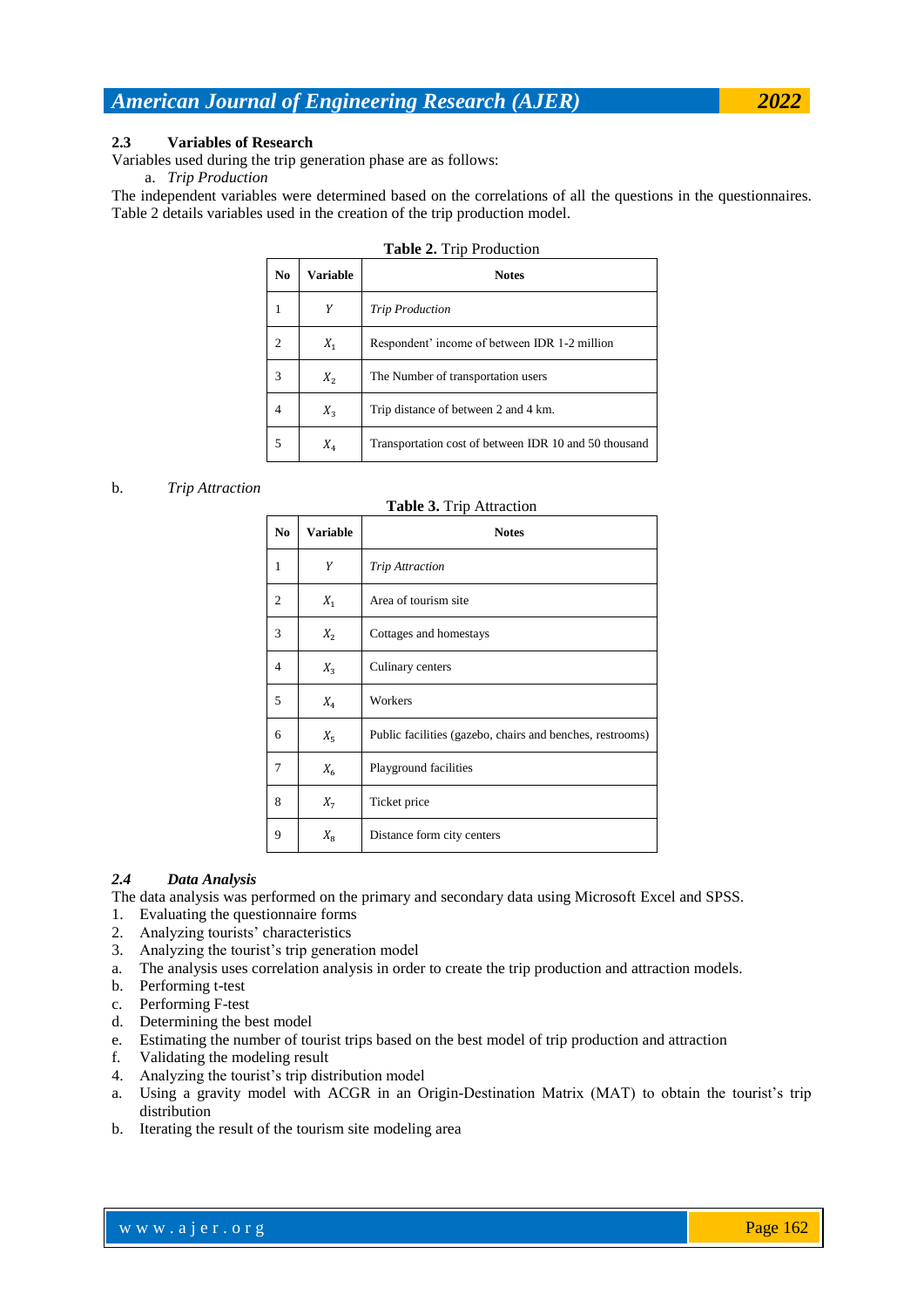### 2.3 Variables of Research

Variables used during the trip generation phase are as follows:

a. *Trip Production*

The independent variables were determined based on the correlations of all the questions in the questionnaires. Table 2 details variables used in the creation of the trip production model.

**Table 2.** Trip Production

| No | Variable | Notes |
|---|---|---|
| 1 | $Y$ | *Trip Production* |
| 2 | $X_1$ | Respondent' income of between IDR 1-2 million |
| 3 | $X_2$ | The Number of transportation users |
| 4 | $X_3$ | Trip distance of between 2 and 4 km. |
| 5 | $X_4$ | Transportation cost of between IDR 10 and 50 thousand |

b. *Trip Attraction*

**Table 3.** Trip Attraction

| No | Variable | Notes |
|---|---|---|
| 1 | $Y$ | *Trip Attraction* |
| 2 | $X_1$ | Area of tourism site |
| 3 | $X_2$ | Cottages and homestays |
| 4 | $X_3$ | Culinary centers |
| 5 | $X_4$ | Workers |
| 6 | $X_5$ | Public facilities (gazebo, chairs and benches, restrooms) |
| 7 | $X_6$ | Playground facilities |
| 8 | $X_7$ | Ticket price |
| 9 | $X_8$ | Distance form city centers |

### *2.4 Data Analysis*

The data analysis was performed on the primary and secondary data using Microsoft Excel and SPSS.

1. Evaluating the questionnaire forms
2. Analyzing tourists' characteristics
3. Analyzing the tourist's trip generation model
   a. The analysis uses correlation analysis in order to create the trip production and attraction models.
   b. Performing t-test
   c. Performing F-test
   d. Determining the best model
   e. Estimating the number of tourist trips based on the best model of trip production and attraction
   f. Validating the modeling result
4. Analyzing the tourist's trip distribution model
   a. Using a gravity model with ACGR in an Origin-Destination Matrix (MAT) to obtain the tourist's trip distribution
   b. Iterating the result of the tourism site modeling area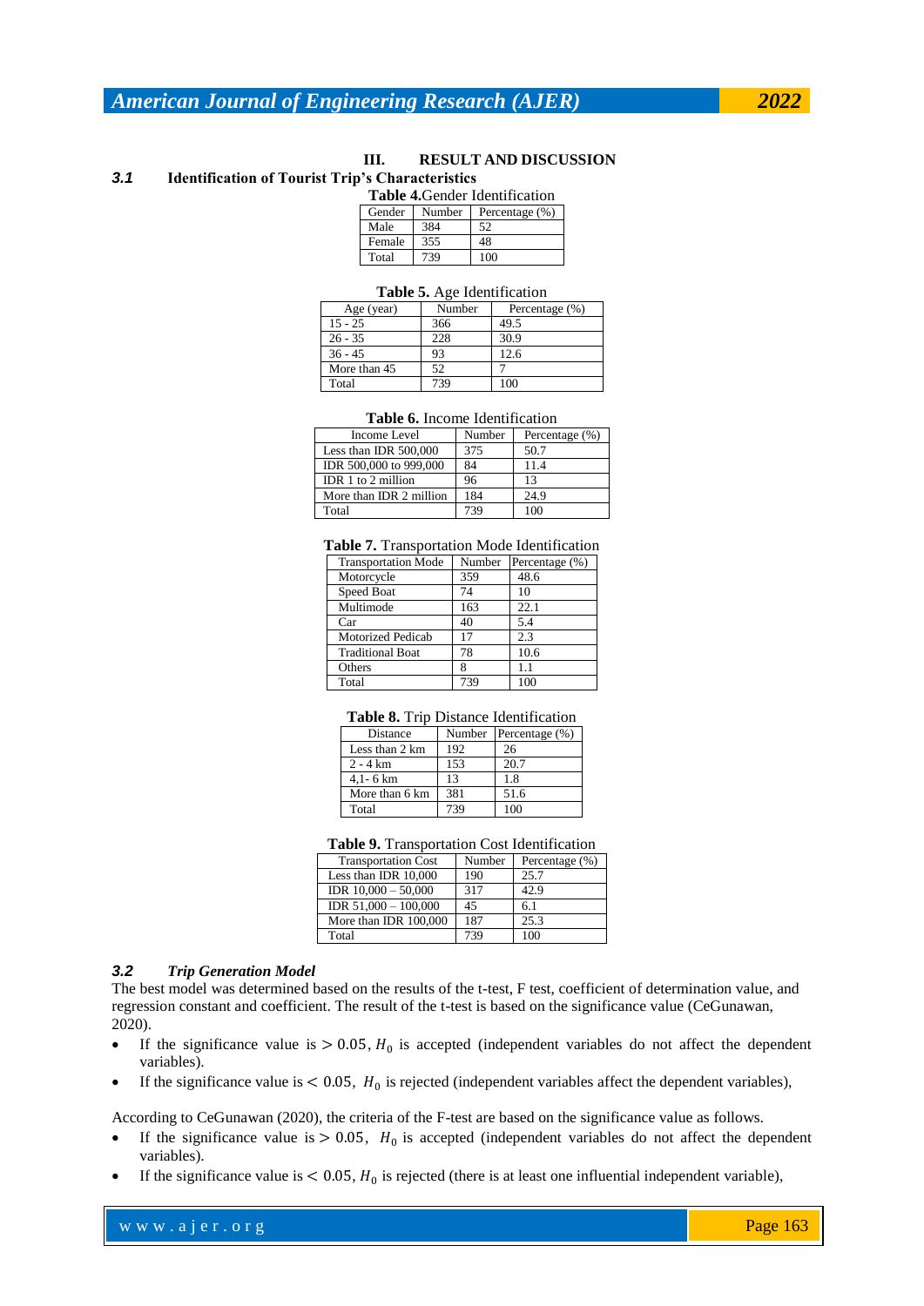## III. RESULT AND DISCUSSION

### 3.1 Identification of Tourist Trip's Characteristics

**Table 4.** Gender Identification

| Gender | Number | Percentage (%) |
|---|---|---|
| Male | 384 | 52 |
| Female | 355 | 48 |
| Total | 739 | 100 |

**Table 5.** Age Identification

| Age (year) | Number | Percentage (%) |
|---|---|---|
| 15 - 25 | 366 | 49.5 |
| 26 - 35 | 228 | 30.9 |
| 36 - 45 | 93 | 12.6 |
| More than 45 | 52 | 7 |
| Total | 739 | 100 |

**Table 6.** Income Identification

| Income Level | Number | Percentage (%) |
|---|---|---|
| Less than IDR 500,000 | 375 | 50.7 |
| IDR 500,000 to 999,000 | 84 | 11.4 |
| IDR 1 to 2 million | 96 | 13 |
| More than IDR 2 million | 184 | 24.9 |
| Total | 739 | 100 |

**Table 7.** Transportation Mode Identification

| Transportation Mode | Number | Percentage (%) |
|---|---|---|
| Motorcycle | 359 | 48.6 |
| Speed Boat | 74 | 10 |
| Multimode | 163 | 22.1 |
| Car | 40 | 5.4 |
| Motorized Pedicab | 17 | 2.3 |
| Traditional Boat | 78 | 10.6 |
| Others | 8 | 1.1 |
| Total | 739 | 100 |

**Table 8.** Trip Distance Identification

| Distance | Number | Percentage (%) |
|---|---|---|
| Less than 2 km | 192 | 26 |
| 2 - 4 km | 153 | 20.7 |
| 4,1- 6 km | 13 | 1.8 |
| More than 6 km | 381 | 51.6 |
| Total | 739 | 100 |

**Table 9.** Transportation Cost Identification

| Transportation Cost | Number | Percentage (%) |
|---|---|---|
| Less than IDR 10,000 | 190 | 25.7 |
| IDR 10,000 – 50,000 | 317 | 42.9 |
| IDR 51,000 – 100,000 | 45 | 6.1 |
| More than IDR 100,000 | 187 | 25.3 |
| Total | 739 | 100 |

### 3.2 *Trip Generation Model*

The best model was determined based on the results of the t-test, F test, coefficient of determination value, and regression constant and coefficient. The result of the t-test is based on the significance value (CeGunawan, 2020).

- If the significance value is $> 0.05$, $H_0$ is accepted (independent variables do not affect the dependent variables).
- If the significance value is $< 0.05$, $H_0$ is rejected (independent variables affect the dependent variables),

According to CeGunawan (2020), the criteria of the F-test are based on the significance value as follows.

- If the significance value is $> 0.05$, $H_0$ is accepted (independent variables do not affect the dependent variables).
- If the significance value is $< 0.05$, $H_0$ is rejected (there is at least one influential independent variable),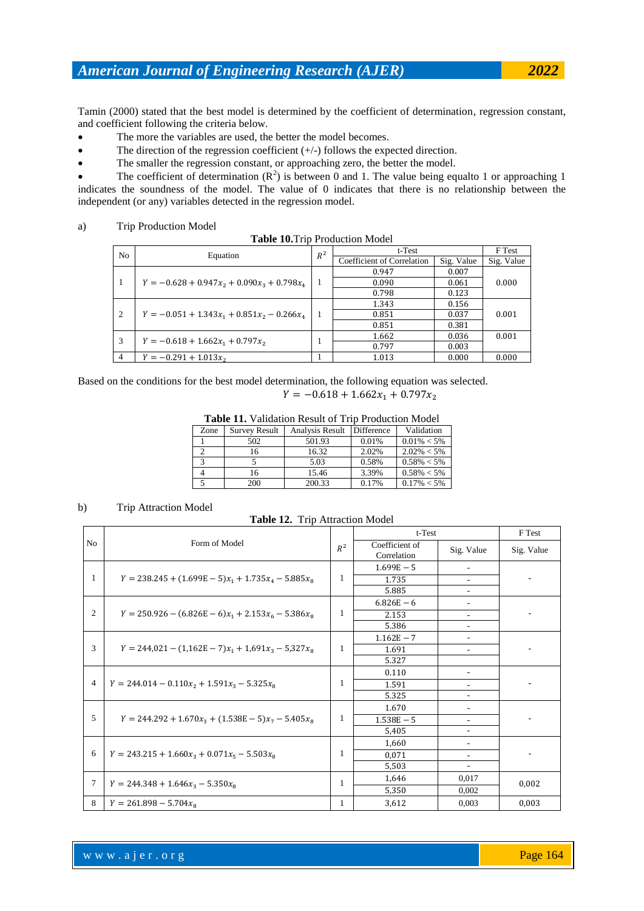Tamin (2000) stated that the best model is determined by the coefficient of determination, regression constant, and coefficient following the criteria below.

- The more the variables are used, the better the model becomes.
- The direction of the regression coefficient (+/-) follows the expected direction.
- The smaller the regression constant, or approaching zero, the better the model.
- The coefficient of determination ($R^2$) is between 0 and 1. The value being equalto 1 or approaching 1 indicates the soundness of the model. The value of 0 indicates that there is no relationship between the independent (or any) variables detected in the regression model.

a) Trip Production Model

**Table 10.** Trip Production Model

| No | Equation | $R^2$ | t-Test | | F Test |
|---|---|---|---|---|---|
| | | | Coefficient of Correlation | Sig. Value | Sig. Value |
| 1 | $Y = -0.628 + 0.947x_2 + 0.090x_3 + 0.798x_4$ | 1 | 0.947 | 0.007 | 0.000 |
| | | | 0.090 | 0.061 | |
| | | | 0.798 | 0.123 | |
| 2 | $Y = -0.051 + 1.343x_1 + 0.851x_2 - 0.266x_4$ | 1 | 1.343 | 0.156 | 0.001 |
| | | | 0.851 | 0.037 | |
| | | | 0.851 | 0.381 | |
| 3 | $Y = -0.618 + 1.662x_1 + 0.797x_2$ | 1 | 1.662 | 0.036 | 0.001 |
| | | | 0.797 | 0.003 | |
| 4 | $Y = -0.291 + 1.013x_2$ | 1 | 1.013 | 0.000 | 0.000 |

Based on the conditions for the best model determination, the following equation was selected.

$$Y = -0.618 + 1.662x_1 + 0.797x_2$$

**Table 11.** Validation Result of Trip Production Model

| Zone | Survey Result | Analysis Result | Difference | Validation |
|---|---|---|---|---|
| 1 | 502 | 501.93 | 0.01% | 0.01% < 5% |
| 2 | 16 | 16.32 | 2.02% | 2.02% < 5% |
| 3 | 5 | 5.03 | 0.58% | 0.58% < 5% |
| 4 | 16 | 15.46 | 3.39% | 0.58% < 5% |
| 5 | 200 | 200.33 | 0.17% | 0.17% < 5% |

b) Trip Attraction Model

**Table 12.** Trip Attraction Model

| No | Form of Model | $R^2$ | t-Test | | F Test |
|---|---|---|---|---|---|
| | | | Coefficient of Correlation | Sig. Value | Sig. Value |
| 1 | $Y = 238.245 + (1.699\text{E}-5)x_1 + 1.735x_4 - 5.885x_8$ | 1 | 1.699E − 5 | - | - |
| | | | 1.735 | - | |
| | | | 5.885 | - | |
| 2 | $Y = 250.926 - (6.826\text{E}-6)x_1 + 2.153x_6 - 5.386x_8$ | 1 | 6.826E − 6 | - | - |
| | | | 2.153 | - | |
| | | | 5.386 | - | |
| 3 | $Y = 244{,}021 - (1{,}162\text{E}-7)x_1 + 1{,}691x_3 - 5{,}327x_8$ | 1 | 1.162E − 7 | - | - |
| | | | 1.691 | - | |
| | | | 5.327 | | |
| 4 | $Y = 244.014 - 0.110x_2 + 1.591x_3 - 5.325x_8$ | 1 | 0.110 | - | - |
| | | | 1.591 | - | |
| | | | 5.325 | - | |
| 5 | $Y = 244.292 + 1.670x_3 + (1.538\text{E}-5)x_7 - 5.405x_8$ | 1 | 1.670 | - | - |
| | | | 1.538E − 5 | - | |
| | | | 5,405 | - | |
| 6 | $Y = 243.215 + 1.660x_3 + 0.071x_5 - 5.503x_8$ | 1 | 1,660 | - | - |
| | | | 0,071 | - | |
| | | | 5,503 | - | |
| 7 | $Y = 244.348 + 1.646x_3 - 5.350x_8$ | 1 | 1,646 | 0,017 | 0,002 |
| | | | 5,350 | 0,002 | |
| 8 | $Y = 261.898 - 5.704x_8$ | 1 | 3,612 | 0,003 | 0,003 |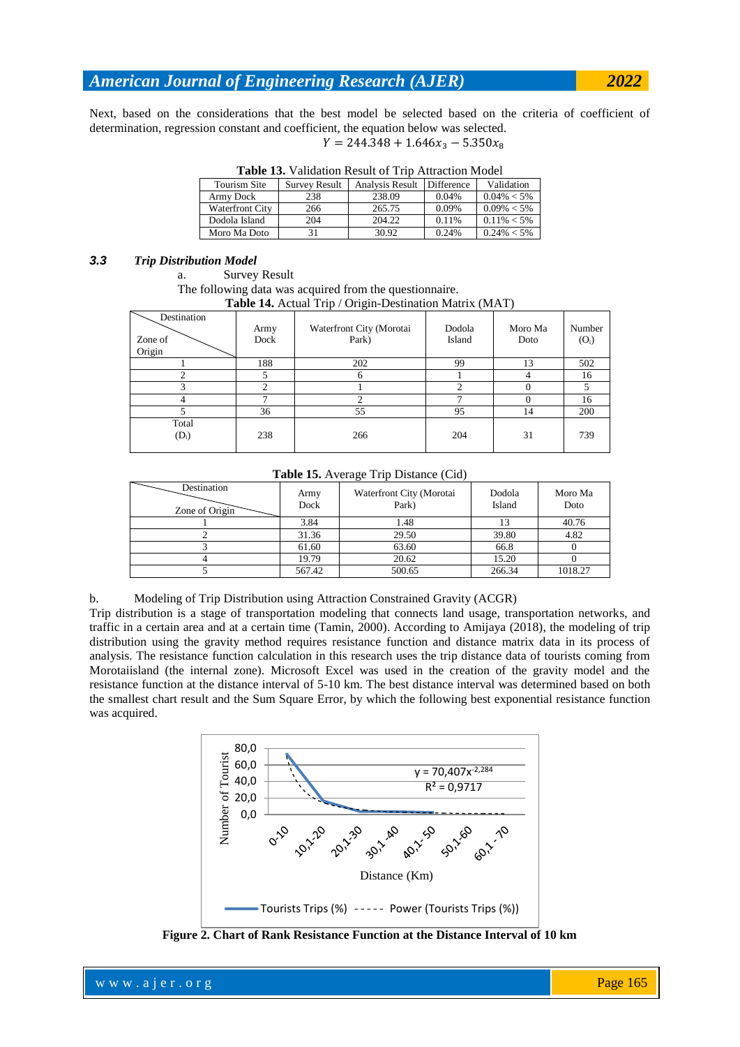Next, based on the considerations that the best model be selected based on the criteria of coefficient of determination, regression constant and coefficient, the equation below was selected.

$$Y = 244.348 + 1.646x_3 - 5.350x_8$$

**Table 13.** Validation Result of Trip Attraction Model

| Tourism Site | Survey Result | Analysis Result | Difference | Validation |
|---|---|---|---|---|
| Army Dock | 238 | 238.09 | 0.04% | 0.04% < 5% |
| Waterfront City | 266 | 265.75 | 0.09% | 0.09% < 5% |
| Dodola Island | 204 | 204.22 | 0.11% | 0.11% < 5% |
| Moro Ma Doto | 31 | 30.92 | 0.24% | 0.24% < 5% |

### *3.3 Trip Distribution Model*

a. Survey Result

The following data was acquired from the questionnaire.

**Table 14.** Actual Trip / Origin-Destination Matrix (MAT)

| Destination / Zone of Origin | Army Dock | Waterfront City (Morotai Park) | Dodola Island | Moro Ma Doto | Number ($O_i$) |
|---|---|---|---|---|---|
| 1 | 188 | 202 | 99 | 13 | 502 |
| 2 | 5 | 6 | 1 | 4 | 16 |
| 3 | 2 | 1 | 2 | 0 | 5 |
| 4 | 7 | 2 | 7 | 0 | 16 |
| 5 | 36 | 55 | 95 | 14 | 200 |
| Total ($D_i$) | 238 | 266 | 204 | 31 | 739 |

**Table 15.** Average Trip Distance (Cid)

| Destination / Zone of Origin | Army Dock | Waterfront City (Morotai Park) | Dodola Island | Moro Ma Doto |
|---|---|---|---|---|
| 1 | 3.84 | 1.48 | 13 | 40.76 |
| 2 | 31.36 | 29.50 | 39.80 | 4.82 |
| 3 | 61.60 | 63.60 | 66.8 | 0 |
| 4 | 19.79 | 20.62 | 15.20 | 0 |
| 5 | 567.42 | 500.65 | 266.34 | 1018.27 |

b. Modeling of Trip Distribution using Attraction Constrained Gravity (ACGR)

Trip distribution is a stage of transportation modeling that connects land usage, transportation networks, and traffic in a certain area and at a certain time (Tamin, 2000). According to Amijaya (2018), the modeling of trip distribution using the gravity method requires resistance function and distance matrix data in its process of analysis. The resistance function calculation in this research uses the trip distance data of tourists coming from Morotaiisland (the internal zone). Microsoft Excel was used in the creation of the gravity model and the resistance function at the distance interval of 5-10 km. The best distance interval was determined based on both the smallest chart result and the Sum Square Error, by which the following best exponential resistance function was acquired.

80,0
60,0
40,0
20,0
0,0

Number of Tourist

y = 70,407x$^{-2,284}$
R² = 0,9717

0-10, 10,1-20, 20,1-30, 30,1-40, 40,1-50, 50,1-60, 60,1 - 70

Distance (Km)

Tourists Trips (%) ----- Power (Tourists Trips (%))

**Figure 2. Chart of Rank Resistance Function at the Distance Interval of 10 km**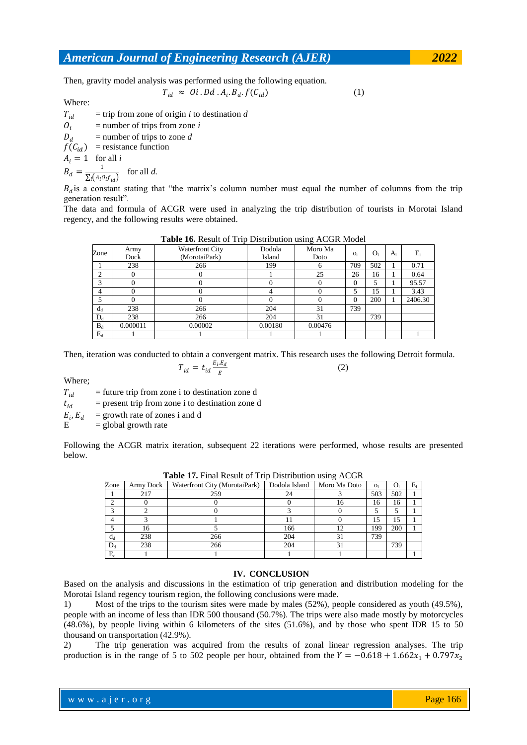Then, gravity model analysis was performed using the following equation.

$$T_{id} \approx Oi \,.\, Dd \,.\, A_i . B_d . f(C_{id}) \qquad (1)$$

Where:

$T_{id}$ = trip from zone of origin *i* to destination *d*

$O_i$ = number of trips from zone *i*

$D_d$ = number of trips to zone *d*

$f(C_{id})$ = resistance function

$A_i = 1$ for all *i*

$B_d = \frac{1}{\sum_i (A_i O_i f_{id})}$ for all *d.*

$B_d$ is a constant stating that "the matrix's column number must equal the number of columns from the trip generation result".

The data and formula of ACGR were used in analyzing the trip distribution of tourists in Morotai Island regency, and the following results were obtained.

**Table 16.** Result of Trip Distribution using ACGR Model

| Zone | Army Dock | Waterfront City (MorotaiPark) | Dodola Island | Moro Ma Doto | $o_i$ | $O_i$ | $A_i$ | $E_i$ |
|---|---|---|---|---|---|---|---|---|
| 1 | 238 | 266 | 199 | 6 | 709 | 502 | 1 | 0.71 |
| 2 | 0 | 0 | 1 | 25 | 26 | 16 | 1 | 0.64 |
| 3 | 0 | 0 | 0 | 0 | 0 | 5 | 1 | 95.57 |
| 4 | 0 | 0 | 4 | 0 | 5 | 15 | 1 | 3.43 |
| 5 | 0 | 0 | 0 | 0 | 0 | 200 | 1 | 2406.30 |
| $d_d$ | 238 | 266 | 204 | 31 | 739 | | | |
| $D_d$ | 238 | 266 | 204 | 31 | | 739 | | |
| $B_d$ | 0.000011 | 0.00002 | 0.00180 | 0.00476 | | | | |
| $E_d$ | 1 | 1 | 1 | 1 | | | | 1 |

Then, iteration was conducted to obtain a convergent matrix. This research uses the following Detroit formula.

$$T_{id} = t_{id} \frac{E_i . E_d}{E} \qquad (2)$$

Where;

$T_{id}$ = future trip from zone i to destination zone d

$t_{id}$ = present trip from zone i to destination zone d

$E_i, E_d$ = growth rate of zones i and d

E = global growth rate

Following the ACGR matrix iteration, subsequent 22 iterations were performed, whose results are presented below.

**Table 17.** Final Result of Trip Distribution using ACGR

| Zone | Army Dock | Waterfront City (MorotaiPark) | Dodola Island | Moro Ma Doto | $o_i$ | $O_i$ | $E_i$ |
|---|---|---|---|---|---|---|---|
| 1 | 217 | 259 | 24 | 3 | 503 | 502 | 1 |
| 2 | 0 | 0 | 0 | 16 | 16 | 16 | 1 |
| 3 | 2 | 0 | 3 | 0 | 5 | 5 | 1 |
| 4 | 3 | 1 | 11 | 0 | 15 | 15 | 1 |
| 5 | 16 | 5 | 166 | 12 | 199 | 200 | 1 |
| $d_d$ | 238 | 266 | 204 | 31 | 739 | | |
| $D_d$ | 238 | 266 | 204 | 31 | | 739 | |
| $E_d$ | 1 | 1 | 1 | 1 | | | 1 |

## IV. CONCLUSION

Based on the analysis and discussions in the estimation of trip generation and distribution modeling for the Morotai Island regency tourism region, the following conclusions were made.

1) Most of the trips to the tourism sites were made by males (52%), people considered as youth (49.5%), people with an income of less than IDR 500 thousand (50.7%). The trips were also made mostly by motorcycles (48.6%), by people living within 6 kilometers of the sites (51.6%), and by those who spent IDR 15 to 50 thousand on transportation (42.9%).

2) The trip generation was acquired from the results of zonal linear regression analyses. The trip production is in the range of 5 to 502 people per hour, obtained from the $Y = -0.618 + 1.662x_1 + 0.797x_2$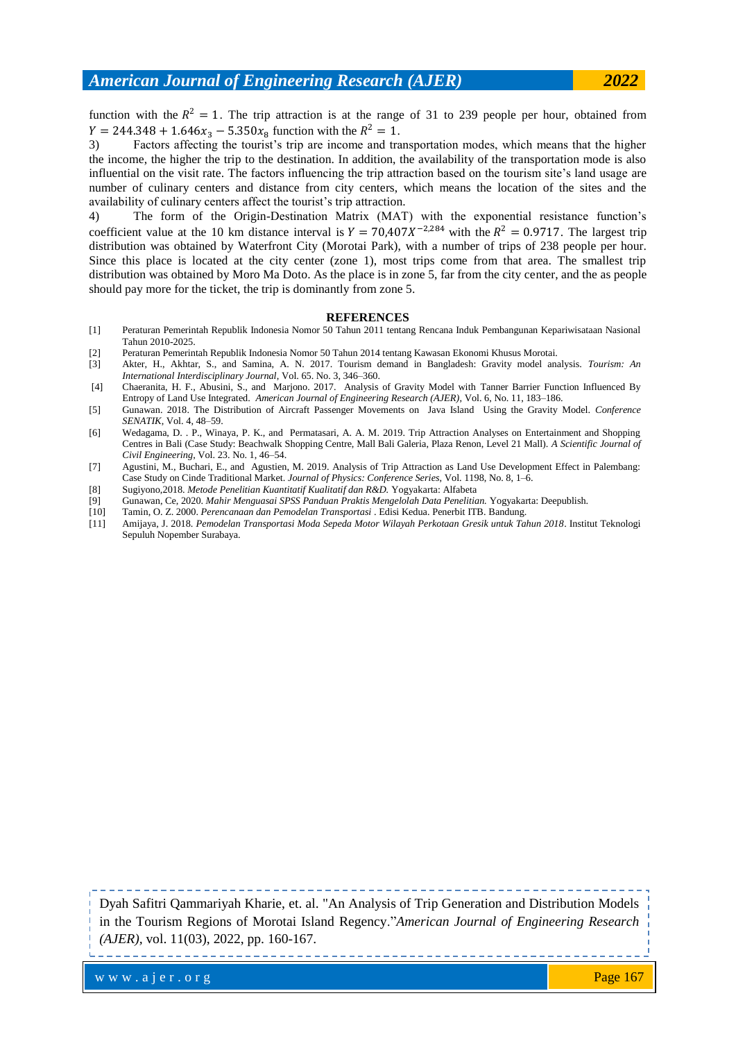function with the $R^2 = 1$. The trip attraction is at the range of 31 to 239 people per hour, obtained from $Y = 244.348 + 1.646x_3 - 5.350x_8$ function with the $R^2 = 1$.

3) Factors affecting the tourist's trip are income and transportation modes, which means that the higher the income, the higher the trip to the destination. In addition, the availability of the transportation mode is also influential on the visit rate. The factors influencing the trip attraction based on the tourism site's land usage are number of culinary centers and distance from city centers, which means the location of the sites and the availability of culinary centers affect the tourist's trip attraction.

4) The form of the Origin-Destination Matrix (MAT) with the exponential resistance function's coefficient value at the 10 km distance interval is $Y = 70{,}407X^{-2{,}284}$ with the $R^2 = 0.9717$. The largest trip distribution was obtained by Waterfront City (Morotai Park), with a number of trips of 238 people per hour. Since this place is located at the city center (zone 1), most trips come from that area. The smallest trip distribution was obtained by Moro Ma Doto. As the place is in zone 5, far from the city center, and the as people should pay more for the ticket, the trip is dominantly from zone 5.

## REFERENCES

[1] Peraturan Pemerintah Republik Indonesia Nomor 50 Tahun 2011 tentang Rencana Induk Pembangunan Kepariwisataan Nasional Tahun 2010-2025.

[2] Peraturan Pemerintah Republik Indonesia Nomor 50 Tahun 2014 tentang Kawasan Ekonomi Khusus Morotai.

[3] Akter, H., Akhtar, S., and Samina, A. N. 2017. Tourism demand in Bangladesh: Gravity model analysis. *Tourism: An International Interdisciplinary Journal*, Vol. 65. No. 3, 346–360.

[4] Chaeranita, H. F., Abusini, S., and Marjono. 2017. Analysis of Gravity Model with Tanner Barrier Function Influenced By Entropy of Land Use Integrated. *American Journal of Engineering Research (AJER)*, Vol. 6, No. 11, 183–186.

[5] Gunawan. 2018. The Distribution of Aircraft Passenger Movements on Java Island Using the Gravity Model. *Conference SENATIK*, Vol. 4, 48–59.

[6] Wedagama, D. . P., Winaya, P. K., and Permatasari, A. A. M. 2019. Trip Attraction Analyses on Entertainment and Shopping Centres in Bali (Case Study: Beachwalk Shopping Centre, Mall Bali Galeria, Plaza Renon, Level 21 Mall). *A Scientific Journal of Civil Engineering*, Vol. 23. No. 1, 46–54.

[7] Agustini, M., Buchari, E., and Agustien, M. 2019. Analysis of Trip Attraction as Land Use Development Effect in Palembang: Case Study on Cinde Traditional Market. *Journal of Physics: Conference Series*, Vol. 1198, No. 8, 1–6.

[8] Sugiyono,2018. *Metode Penelitian Kuantitatif Kualitatif dan R&D.* Yogyakarta: Alfabeta

[9] Gunawan, Ce, 2020. *Mahir Menguasai SPSS Panduan Praktis Mengelolah Data Penelitian.* Yogyakarta: Deepublish.

[10] Tamin, O. Z. 2000. *Perencanaan dan Pemodelan Transportasi* . Edisi Kedua. Penerbit ITB. Bandung.

[11] Amijaya, J. 2018. *Pemodelan Transportasi Moda Sepeda Motor Wilayah Perkotaan Gresik untuk Tahun 2018*. Institut Teknologi Sepuluh Nopember Surabaya.

Dyah Safitri Qammariyah Kharie, et. al. "An Analysis of Trip Generation and Distribution Models in the Tourism Regions of Morotai Island Regency."*American Journal of Engineering Research (AJER)*, vol. 11(03), 2022, pp. 160-167.